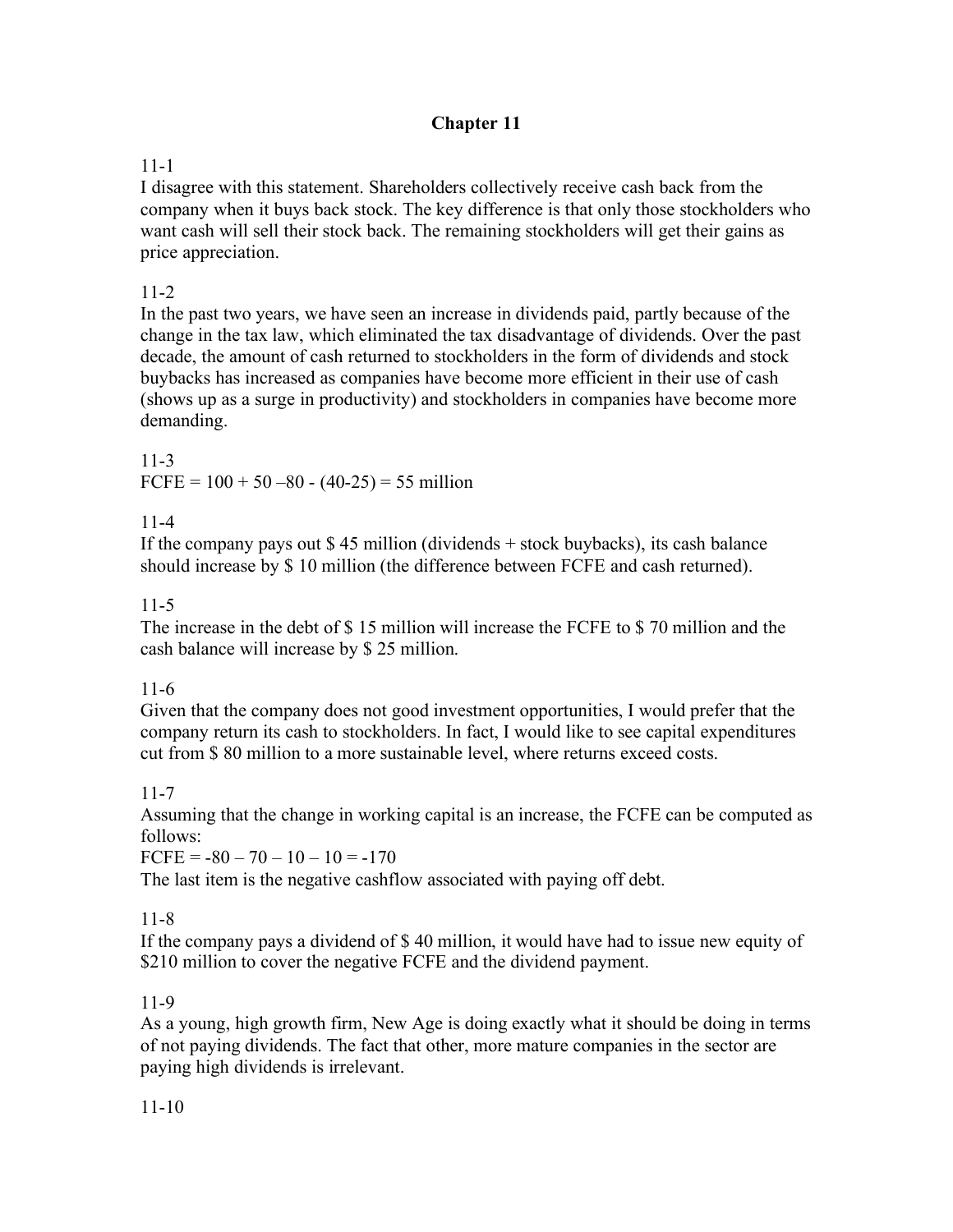# Chapter 11

11-1

I disagree with this statement. Shareholders collectively receive cash back from the company when it buys back stock. The key difference is that only those stockholders who want cash will sell their stock back. The remaining stockholders will get their gains as price appreciation.

11-2

In the past two years, we have seen an increase in dividends paid, partly because of the change in the tax law, which eliminated the tax disadvantage of dividends. Over the past decade, the amount of cash returned to stockholders in the form of dividends and stock buybacks has increased as companies have become more efficient in their use of cash (shows up as a surge in productivity) and stockholders in companies have become more demanding.

11-3

FCFE = 100 + 50 –80 - (40-25) = 55 million

11-4

If the company pays out $ 45 million (dividends + stock buybacks), its cash balance should increase by $ 10 million (the difference between FCFE and cash returned).

11-5

The increase in the debt of $ 15 million will increase the FCFE to $ 70 million and the cash balance will increase by $ 25 million.

11-6

Given that the company does not good investment opportunities, I would prefer that the company return its cash to stockholders. In fact, I would like to see capital expenditures cut from $ 80 million to a more sustainable level, where returns exceed costs.

11-7

Assuming that the change in working capital is an increase, the FCFE can be computed as follows:

FCFE = -80 – 70 – 10 – 10 = -170

The last item is the negative cashflow associated with paying off debt.

11-8

If the company pays a dividend of $ 40 million, it would have had to issue new equity of $210 million to cover the negative FCFE and the dividend payment.

11-9

As a young, high growth firm, New Age is doing exactly what it should be doing in terms of not paying dividends. The fact that other, more mature companies in the sector are paying high dividends is irrelevant.

11-10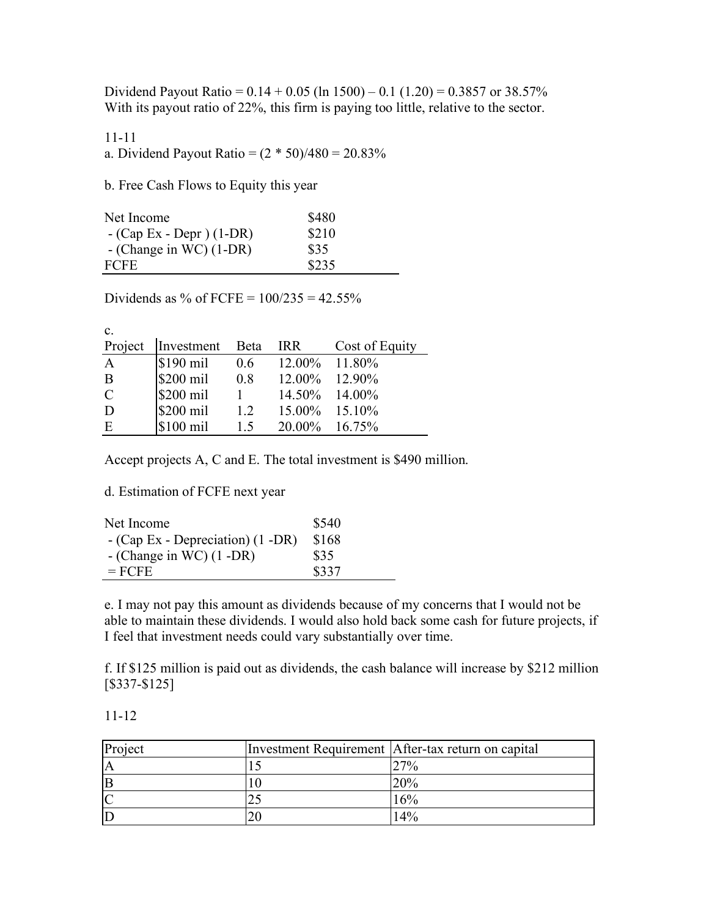Dividend Payout Ratio = 0.14 + 0.05 (ln 1500) – 0.1 (1.20) = 0.3857 or 38.57%
With its payout ratio of 22%, this firm is paying too little, relative to the sector.

11-11

a. Dividend Payout Ratio = (2 * 50)/480 = 20.83%

b. Free Cash Flows to Equity this year

| | |
|---|---|
| Net Income | $480 |
| - (Cap Ex - Depr ) (1-DR) | $210 |
| - (Change in WC) (1-DR) | $35 |
| FCFE | $235 |

Dividends as % of FCFE = 100/235 = 42.55%

c.

| Project | Investment | Beta | IRR | Cost of Equity |
|---|---|---|---|---|
| A | $190 mil | 0.6 | 12.00% | 11.80% |
| B | $200 mil | 0.8 | 12.00% | 12.90% |
| C | $200 mil | 1 | 14.50% | 14.00% |
| D | $200 mil | 1.2 | 15.00% | 15.10% |
| E | $100 mil | 1.5 | 20.00% | 16.75% |

Accept projects A, C and E. The total investment is $490 million.

d. Estimation of FCFE next year

| | |
|---|---|
| Net Income | $540 |
| - (Cap Ex - Depreciation) (1 -DR) | $168 |
| - (Change in WC) (1 -DR) | $35 |
| = FCFE | $337 |

e. I may not pay this amount as dividends because of my concerns that I would not be able to maintain these dividends. I would also hold back some cash for future projects, if I feel that investment needs could vary substantially over time.

f. If $125 million is paid out as dividends, the cash balance will increase by $212 million [$337-$125]

11-12

| Project | Investment Requirement | After-tax return on capital |
|---|---|---|
| A | 15 | 27% |
| B | 10 | 20% |
| C | 25 | 16% |
| D | 20 | 14% |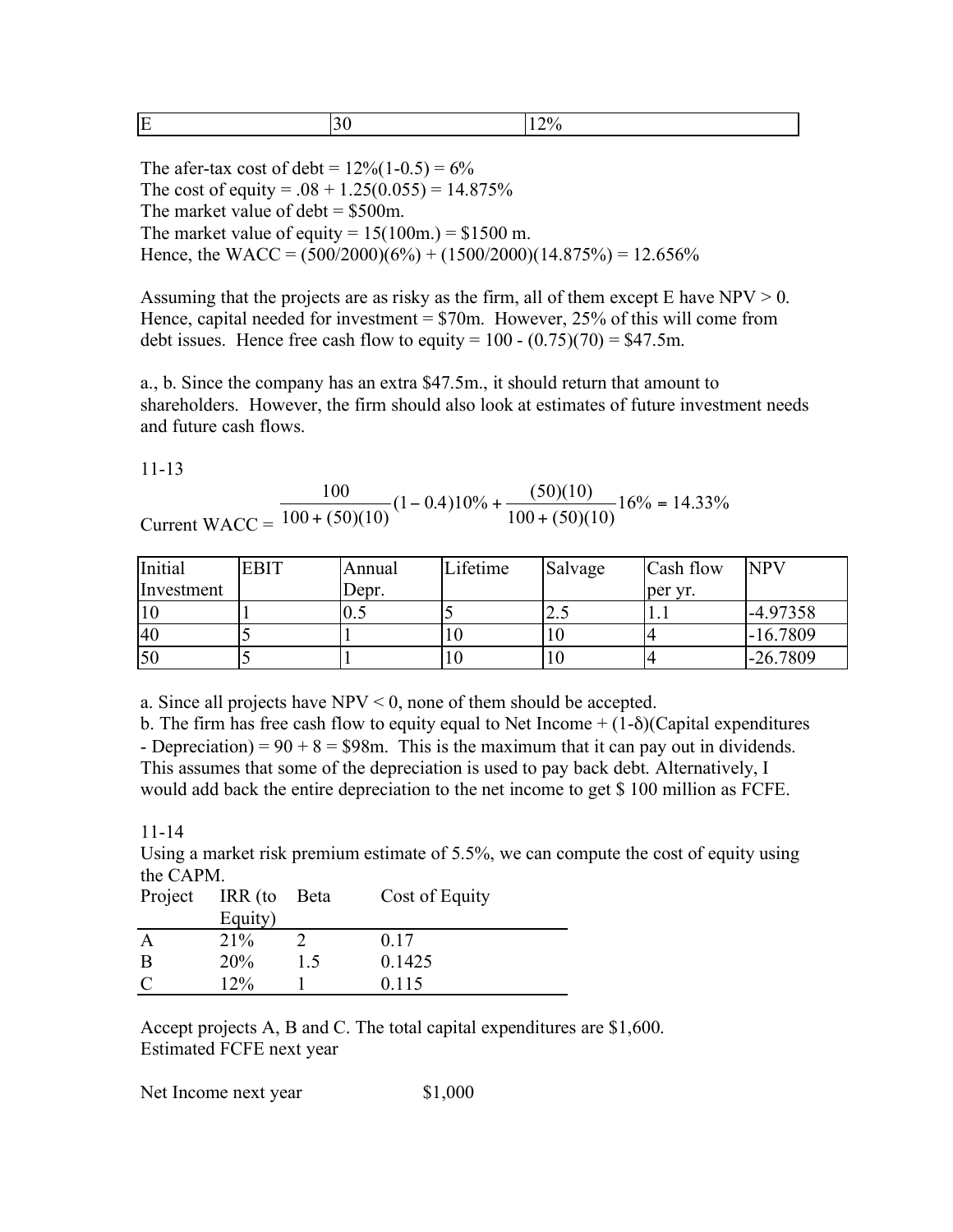| E | 30 | 12% |
|---|---|---|

The afer-tax cost of debt = 12%(1-0.5) = 6%
The cost of equity = .08 + 1.25(0.055) = 14.875%
The market value of debt = \$500m.
The market value of equity = 15(100m.) = \$1500 m.
Hence, the WACC = (500/2000)(6%) + (1500/2000)(14.875%) = 12.656%

Assuming that the projects are as risky as the firm, all of them except E have NPV > 0. Hence, capital needed for investment = \$70m. However, 25% of this will come from debt issues. Hence free cash flow to equity = 100 - (0.75)(70) = \$47.5m.

a., b. Since the company has an extra \$47.5m., it should return that amount to shareholders. However, the firm should also look at estimates of future investment needs and future cash flows.

11-13

$$\text{Current WACC} = \frac{100}{100+(50)(10)}(1-0.4)10\% + \frac{(50)(10)}{100+(50)(10)}16\% = 14.33\%$$

| Initial Investment | EBIT | Annual Depr. | Lifetime | Salvage | Cash flow per yr. | NPV |
|---|---|---|---|---|---|---|
| 10 | 1 | 0.5 | 5 | 2.5 | 1.1 | -4.97358 |
| 40 | 5 | 1 | 10 | 10 | 4 | -16.7809 |
| 50 | 5 | 1 | 10 | 10 | 4 | -26.7809 |

a. Since all projects have NPV < 0, none of them should be accepted.
b. The firm has free cash flow to equity equal to Net Income + (1-$\delta$)(Capital expenditures - Depreciation) = 90 + 8 = \$98m. This is the maximum that it can pay out in dividends. This assumes that some of the depreciation is used to pay back debt. Alternatively, I would add back the entire depreciation to the net income to get \$ 100 million as FCFE.

11-14

Using a market risk premium estimate of 5.5%, we can compute the cost of equity using the CAPM.

| Project | IRR (to Equity) | Beta | Cost of Equity |
|---|---|---|---|
| A | 21% | 2 | 0.17 |
| B | 20% | 1.5 | 0.1425 |
| C | 12% | 1 | 0.115 |

Accept projects A, B and C. The total capital expenditures are \$1,600.
Estimated FCFE next year

Net Income next year \$1,000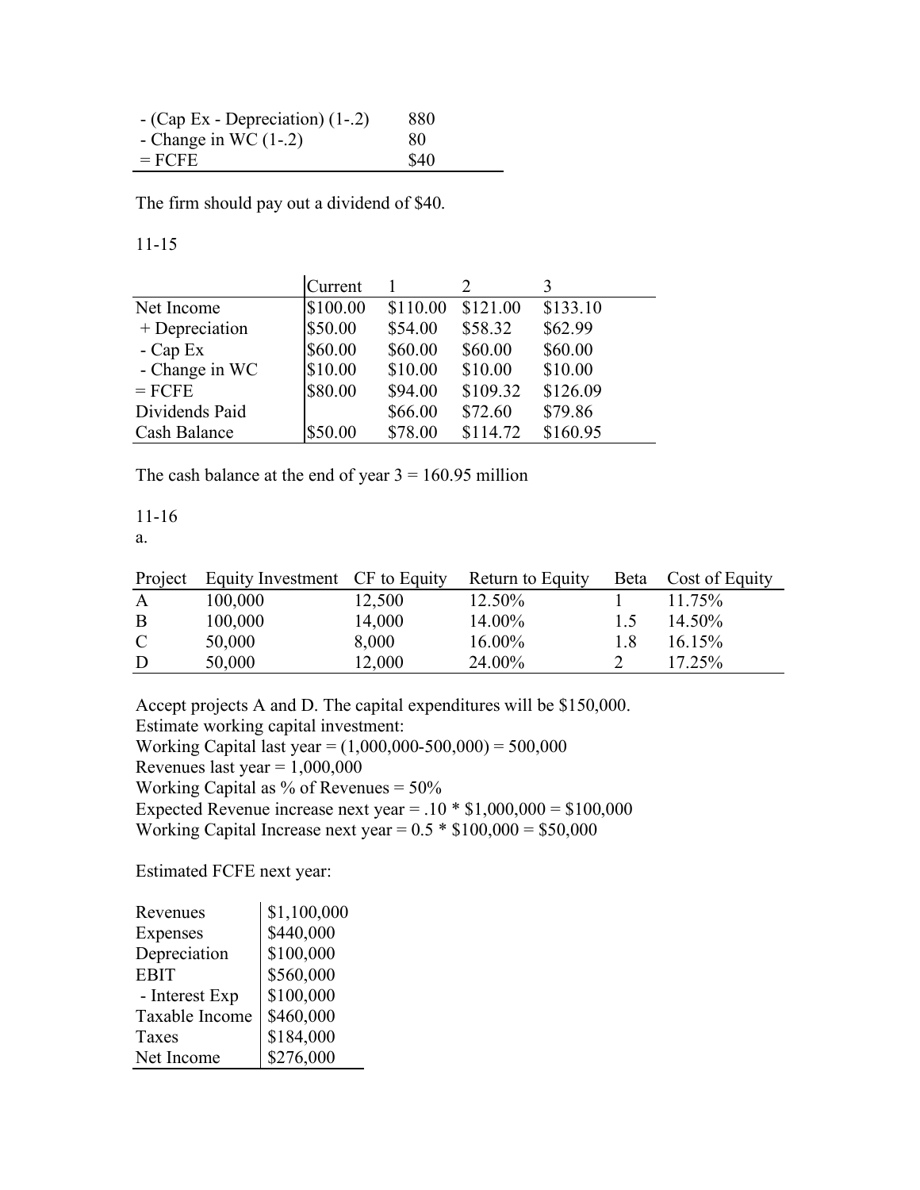| | |
|---|---|
| - (Cap Ex - Depreciation) (1-.2) | 880 |
| - Change in WC (1-.2) | 80 |
| = FCFE | $40 |

The firm should pay out a dividend of $40.

11-15

| | Current | 1 | 2 | 3 |
|---|---|---|---|---|
| Net Income | $100.00 | $110.00 | $121.00 | $133.10 |
| + Depreciation | $50.00 | $54.00 | $58.32 | $62.99 |
| - Cap Ex | $60.00 | $60.00 | $60.00 | $60.00 |
| - Change in WC | $10.00 | $10.00 | $10.00 | $10.00 |
| = FCFE | $80.00 | $94.00 | $109.32 | $126.09 |
| Dividends Paid | | $66.00 | $72.60 | $79.86 |
| Cash Balance | $50.00 | $78.00 | $114.72 | $160.95 |

The cash balance at the end of year 3 = 160.95 million

11-16

a.

| Project | Equity Investment | CF to Equity | Return to Equity | Beta | Cost of Equity |
|---|---|---|---|---|---|
| A | 100,000 | 12,500 | 12.50% | 1 | 11.75% |
| B | 100,000 | 14,000 | 14.00% | 1.5 | 14.50% |
| C | 50,000 | 8,000 | 16.00% | 1.8 | 16.15% |
| D | 50,000 | 12,000 | 24.00% | 2 | 17.25% |

Accept projects A and D. The capital expenditures will be $150,000.
Estimate working capital investment:
Working Capital last year = (1,000,000-500,000) = 500,000
Revenues last year = 1,000,000
Working Capital as % of Revenues = 50%
Expected Revenue increase next year = .10 * $1,000,000 = $100,000
Working Capital Increase next year = 0.5 * $100,000 = $50,000

Estimated FCFE next year:

| | |
|---|---|
| Revenues | $1,100,000 |
| Expenses | $440,000 |
| Depreciation | $100,000 |
| EBIT | $560,000 |
| - Interest Exp | $100,000 |
| Taxable Income | $460,000 |
| Taxes | $184,000 |
| Net Income | $276,000 |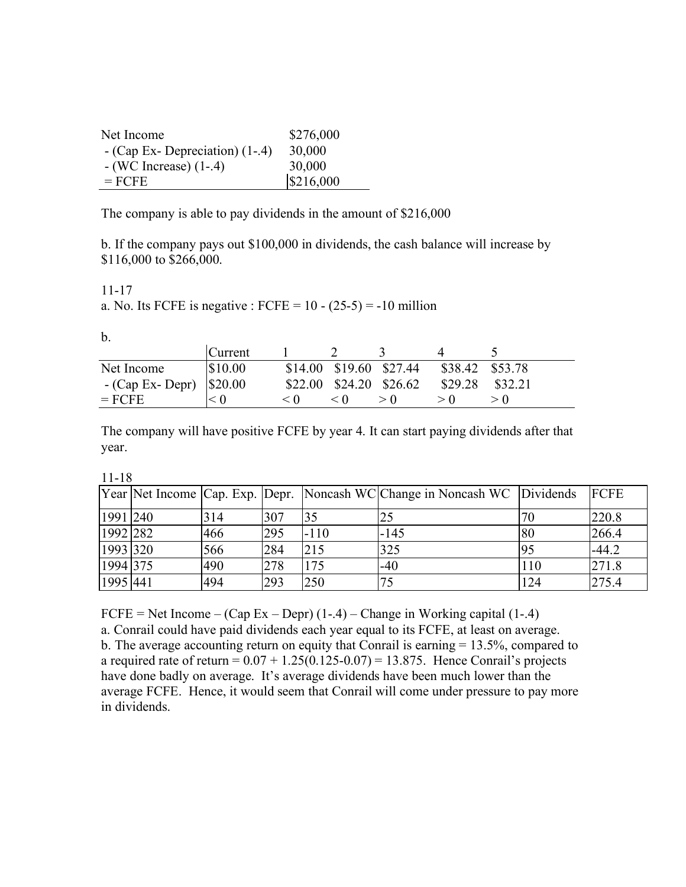| Net Income | $276,000 |
|---|---|
| - (Cap Ex- Depreciation) (1-.4) | 30,000 |
| - (WC Increase) (1-.4) | 30,000 |
| = FCFE | $216,000 |

The company is able to pay dividends in the amount of $216,000

b. If the company pays out $100,000 in dividends, the cash balance will increase by $116,000 to $266,000.

11-17

a. No. Its FCFE is negative : FCFE = 10 - (25-5) = -10 million

b.

| | Current | 1 | 2 | 3 | 4 | 5 |
|---|---|---|---|---|---|---|
| Net Income | $10.00 | $14.00 | $19.60 | $27.44 | $38.42 | $53.78 |
| - (Cap Ex- Depr) | $20.00 | $22.00 | $24.20 | $26.62 | $29.28 | $32.21 |
| = FCFE | < 0 | < 0 | < 0 | > 0 | > 0 | > 0 |

The company will have positive FCFE by year 4. It can start paying dividends after that year.

11-18

| Year | Net Income | Cap. Exp. | Depr. | Noncash WC | Change in Noncash WC | Dividends | FCFE |
|---|---|---|---|---|---|---|---|
| 1991 | 240 | 314 | 307 | 35 | 25 | 70 | 220.8 |
| 1992 | 282 | 466 | 295 | -110 | -145 | 80 | 266.4 |
| 1993 | 320 | 566 | 284 | 215 | 325 | 95 | -44.2 |
| 1994 | 375 | 490 | 278 | 175 | -40 | 110 | 271.8 |
| 1995 | 441 | 494 | 293 | 250 | 75 | 124 | 275.4 |

FCFE = Net Income – (Cap Ex – Depr) (1-.4) – Change in Working capital (1-.4)

a. Conrail could have paid dividends each year equal to its FCFE, at least on average.

b. The average accounting return on equity that Conrail is earning = 13.5%, compared to a required rate of return = 0.07 + 1.25(0.125-0.07) = 13.875. Hence Conrail's projects have done badly on average. It's average dividends have been much lower than the average FCFE. Hence, it would seem that Conrail will come under pressure to pay more in dividends.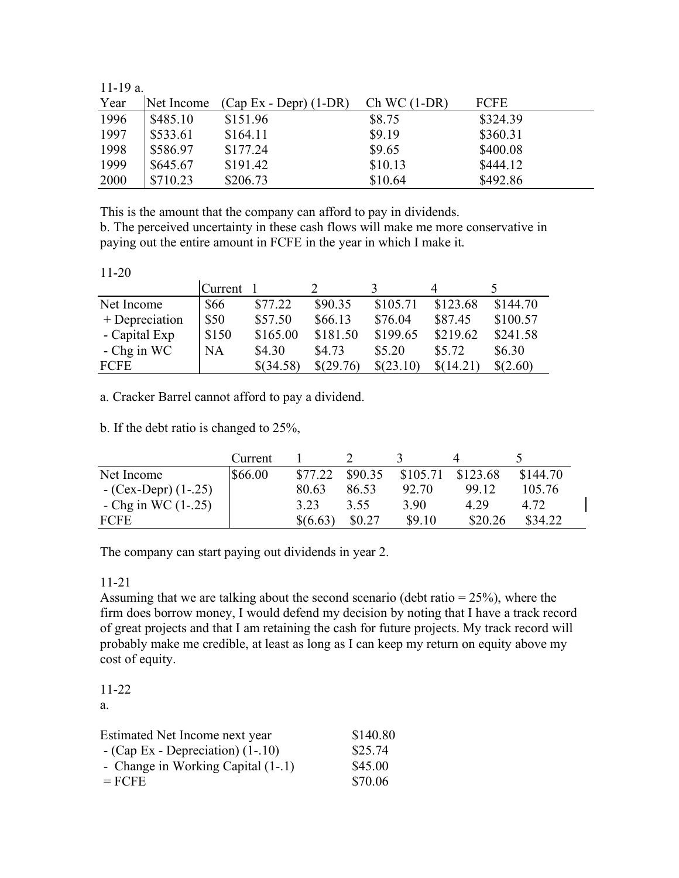11-19 a.

| Year | Net Income | (Cap Ex - Depr) (1-DR) | Ch WC (1-DR) | FCFE |
|---|---|---|---|---|
| 1996 | $485.10 | $151.96 | $8.75 | $324.39 |
| 1997 | $533.61 | $164.11 | $9.19 | $360.31 |
| 1998 | $586.97 | $177.24 | $9.65 | $400.08 |
| 1999 | $645.67 | $191.42 | $10.13 | $444.12 |
| 2000 | $710.23 | $206.73 | $10.64 | $492.86 |

This is the amount that the company can afford to pay in dividends.

b. The perceived uncertainty in these cash flows will make me more conservative in paying out the entire amount in FCFE in the year in which I make it.

11-20

| | Current | 1 | 2 | 3 | 4 | 5 |
|---|---|---|---|---|---|---|
| Net Income | $66 | $77.22 | $90.35 | $105.71 | $123.68 | $144.70 |
| + Depreciation | $50 | $57.50 | $66.13 | $76.04 | $87.45 | $100.57 |
| - Capital Exp | $150 | $165.00 | $181.50 | $199.65 | $219.62 | $241.58 |
| - Chg in WC | NA | $4.30 | $4.73 | $5.20 | $5.72 | $6.30 |
| FCFE | | $(34.58) | $(29.76) | $(23.10) | $(14.21) | $(2.60) |

a. Cracker Barrel cannot afford to pay a dividend.

b. If the debt ratio is changed to 25%,

| | Current | 1 | 2 | 3 | 4 | 5 |
|---|---|---|---|---|---|---|
| Net Income | $66.00 | $77.22 | $90.35 | $105.71 | $123.68 | $144.70 |
| - (Cex-Depr) (1-.25) | | 80.63 | 86.53 | 92.70 | 99.12 | 105.76 |
| - Chg in WC (1-.25) | | 3.23 | 3.55 | 3.90 | 4.29 | 4.72 |
| FCFE | | $(6.63) | $0.27 | $9.10 | $20.26 | $34.22 |

The company can start paying out dividends in year 2.

11-21

Assuming that we are talking about the second scenario (debt ratio = 25%), where the firm does borrow money, I would defend my decision by noting that I have a track record of great projects and that I am retaining the cash for future projects. My track record will probably make me credible, at least as long as I can keep my return on equity above my cost of equity.

11-22

a.

| | |
|---|---|
| Estimated Net Income next year | $140.80 |
| - (Cap Ex - Depreciation) (1-.10) | $25.74 |
| - Change in Working Capital (1-.1) | $45.00 |
| = FCFE | $70.06 |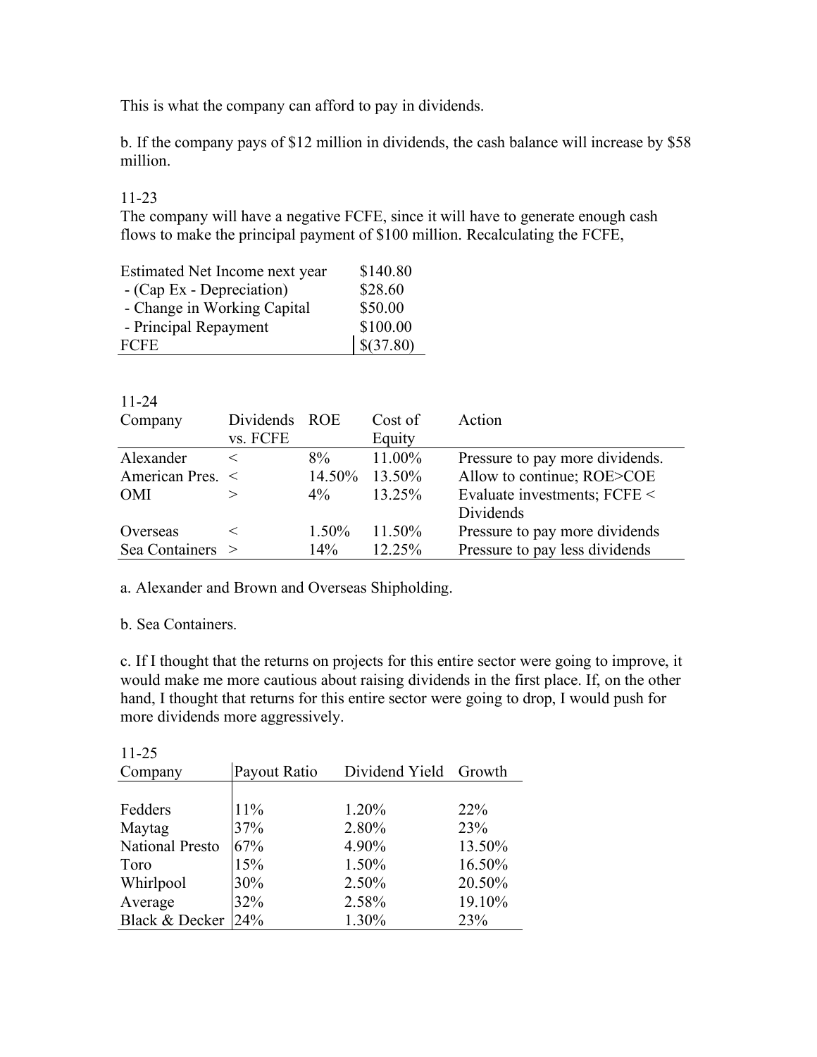This is what the company can afford to pay in dividends.

b. If the company pays of $12 million in dividends, the cash balance will increase by $58 million.

11-23

The company will have a negative FCFE, since it will have to generate enough cash flows to make the principal payment of $100 million. Recalculating the FCFE,

| | |
|---|---|
| Estimated Net Income next year | $140.80 |
| - (Cap Ex - Depreciation) | $28.60 |
| - Change in Working Capital | $50.00 |
| - Principal Repayment | $100.00 |
| FCFE | $(37.80) |

11-24

| Company | Dividends vs. FCFE | ROE | Cost of Equity | Action |
|---|---|---|---|---|
| Alexander | < | 8% | 11.00% | Pressure to pay more dividends. |
| American Pres. | < | 14.50% | 13.50% | Allow to continue; ROE>COE |
| OMI | > | 4% | 13.25% | Evaluate investments; FCFE < Dividends |
| Overseas | < | 1.50% | 11.50% | Pressure to pay more dividends |
| Sea Containers | > | 14% | 12.25% | Pressure to pay less dividends |

a. Alexander and Brown and Overseas Shipholding.

b. Sea Containers.

c. If I thought that the returns on projects for this entire sector were going to improve, it would make me more cautious about raising dividends in the first place. If, on the other hand, I thought that returns for this entire sector were going to drop, I would push for more dividends more aggressively.

11-25

| Company | Payout Ratio | Dividend Yield | Growth |
|---|---|---|---|
| Fedders | 11% | 1.20% | 22% |
| Maytag | 37% | 2.80% | 23% |
| National Presto | 67% | 4.90% | 13.50% |
| Toro | 15% | 1.50% | 16.50% |
| Whirlpool | 30% | 2.50% | 20.50% |
| Average | 32% | 2.58% | 19.10% |
| Black & Decker | 24% | 1.30% | 23% |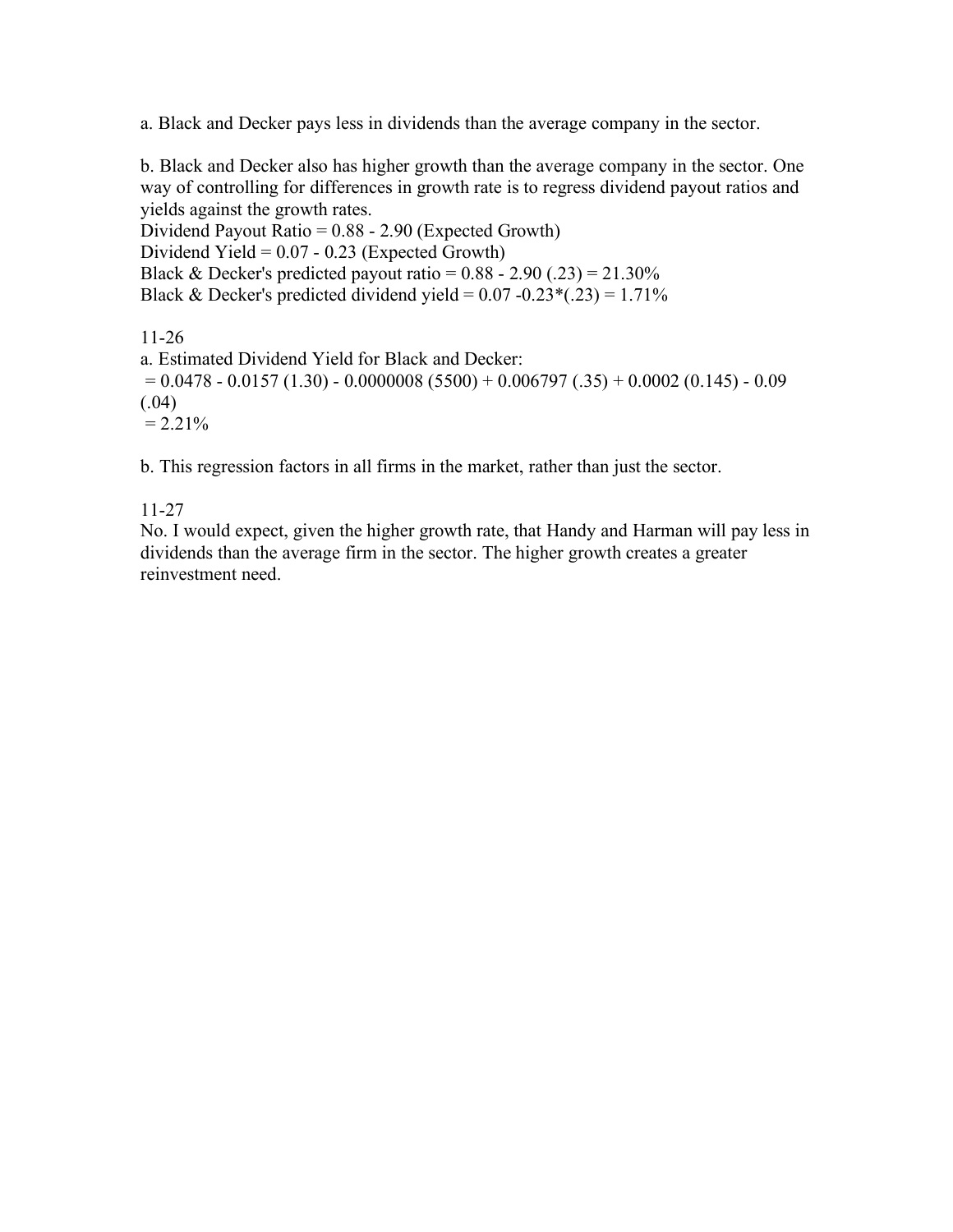a. Black and Decker pays less in dividends than the average company in the sector.

b. Black and Decker also has higher growth than the average company in the sector. One way of controlling for differences in growth rate is to regress dividend payout ratios and yields against the growth rates.

Dividend Payout Ratio = 0.88 - 2.90 (Expected Growth)

Dividend Yield = 0.07 - 0.23 (Expected Growth)

Black & Decker's predicted payout ratio = 0.88 - 2.90 (.23) = 21.30%

Black & Decker's predicted dividend yield = 0.07 -0.23*(.23) = 1.71%

11-26

a. Estimated Dividend Yield for Black and Decker:

= 0.0478 - 0.0157 (1.30) - 0.0000008 (5500) + 0.006797 (.35) + 0.0002 (0.145) - 0.09 (.04)

= 2.21%

b. This regression factors in all firms in the market, rather than just the sector.

11-27

No. I would expect, given the higher growth rate, that Handy and Harman will pay less in dividends than the average firm in the sector. The higher growth creates a greater reinvestment need.